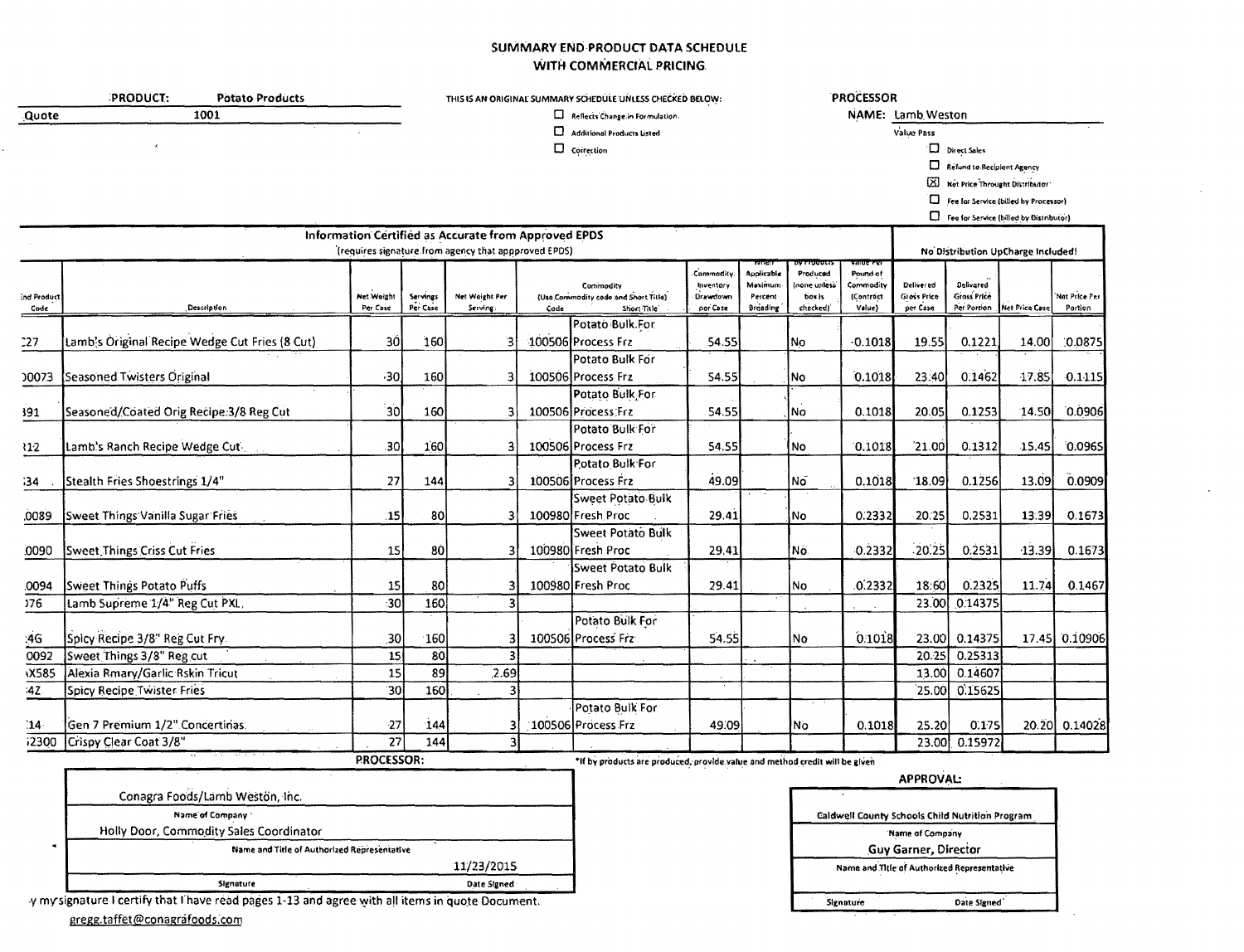# SUMMARY END PRODUCT DATA SCHEDULE WITH COMMERCIAL PRICING

**PRODUCT:** Potato Products

**Quote** 1001

THIS IS AN ORIGINAL SUMMARY SCHEDULE UNLESS CHECKED BELOW:

- ☐ Reflects Change in Formulation
- ☐ Additional Products Listed
- ☐ Correction

**PROCESSOR**

NAME: Lamb Weston

Value Pass

- ☐ Direct Sales
- ☐ Refund to Recipient Agency
- ☒ Net Price Throught Distributor
- ☐ Fee for Service (billed by Processor)
- ☐ Fee for Service (billed by Distributor)

| Information Certified as Accurate from Approved EPDS (requires signature from agency that appproved EPDS) | | | | | | | | | | | | No Distribution UpCharge Included! | | | |
|---|---|---|---|---|---|---|---|---|---|---|---|---|---|---|---|
| End Product Code | Description | Net Weight Per Case | Servings Per Case | Net Weight Per Serving | Commodity (Use Commodity code and Short Title) Code | Short Title | Commodity Inventory Drawdown per Case | When Applicable Maximum Percent Breading | By Products Produced (none unless box is checked) | Value Per Pound of Commodity (Contract Value) | Delivered Gross Price per Case | Delivered Gross Price Per Portion | Net Price Case | Net Price Per Portion |
| :27 | Lamb's Original Recipe Wedge Cut Fries (8 Cut) | 30 | 160 | 3 | 100506 | Potato Bulk For Process Frz | 54.55 | | No | 0.1018 | 19.55 | 0.1221 | 14.00 | 0.0875 |
| 00073 | Seasoned Twisters Original | 30 | 160 | 3 | 100506 | Potato Bulk For Process Frz | 54.55 | | No | 0.1018 | 23.40 | 0.1462 | 17.85 | 0.1115 |
| 391 | Seasoned/Coated Orig Recipe 3/8 Reg Cut | 30 | 160 | 3 | 100506 | Potato Bulk For Process Frz | 54.55 | | No | 0.1018 | 20.05 | 0.1253 | 14.50 | 0.0906 |
| 312 | Lamb's Ranch Recipe Wedge Cut | 30 | 160 | 3 | 100506 | Potato Bulk For Process Frz | 54.55 | | No | 0.1018 | 21.00 | 0.1312 | 15.45 | 0.0965 |
| 34 | Stealth Fries Shoestrings 1/4" | 27 | 144 | 3 | 100506 | Potato Bulk For Process Frz | 49.09 | | No | 0.1018 | 18.09 | 0.1256 | 13.09 | 0.0909 |
| 0089 | Sweet Things Vanilla Sugar Fries | 15 | 80 | 3 | 100980 | Sweet Potato Bulk Fresh Proc | 29.41 | | No | 0.2332 | 20.25 | 0.2531 | 13.39 | 0.1673 |
| 0090 | Sweet Things Criss Cut Fries | 15 | 80 | 3 | 100980 | Sweet Potato Bulk Fresh Proc | 29.41 | | No | 0.2332 | 20.25 | 0.2531 | 13.39 | 0.1673 |
| 0094 | Sweet Things Potato Puffs | 15 | 80 | 3 | 100980 | Sweet Potato Bulk Fresh Proc | 29.41 | | No | 0.2332 | 18.60 | 0.2325 | 11.74 | 0.1467 |
| 76 | Lamb Supreme 1/4" Reg Cut PXL | 30 | 160 | 3 | | | | | | | 23.00 | 0.14375 | | |
| 4G | Spicy Recipe 3/8" Reg Cut Fry | 30 | 160 | 3 | 100506 | Potato Bulk For Process Frz | 54.55 | | No | 0.1018 | 23.00 | 0.14375 | 17.45 | 0.10906 |
| 0092 | Sweet Things 3/8" Reg cut | 15 | 80 | 3 | | | | | | | 20.25 | 0.25313 | | |
| X585 | Alexia Rmary/Garlic Rskin Tricut | 15 | 89 | 2.69 | | | | | | | 13.00 | 0.14607 | | |
| 4Z | Spicy Recipe Twister Fries | 30 | 160 | 3 | | | | | | | 25.00 | 0.15625 | | |
| 14 | Gen 7 Premium 1/2" Concertinas | 27 | 144 | 3 | 100506 | Potato Bulk For Process Frz | 49.09 | | No | 0.1018 | 25.20 | 0.175 | 20.20 | 0.14028 |
| 2300 | Crispy Clear Coat 3/8" | 27 | 144 | 3 | | | | | | | 23.00 | 0.15972 | | |

*If by products are produced, provide value and method credit will be given

**PROCESSOR:**

Conagra Foods/Lamb Weston, Inc.
Name of Company

Holly Door, Commodity Sales Coordinator
Name and Title of Authorized Representative

Signature — Date Signed: 11/23/2015

By my signature I certify that I have read pages 1-13 and agree with all items in quote Document.

gregg.taffet@conagrafoods.com

**APPROVAL:**

Caldwell County Schools Child Nutrition Program
Name of Company

Guy Garner, Director
Name and Title of Authorized Representative

Signature — Date Signed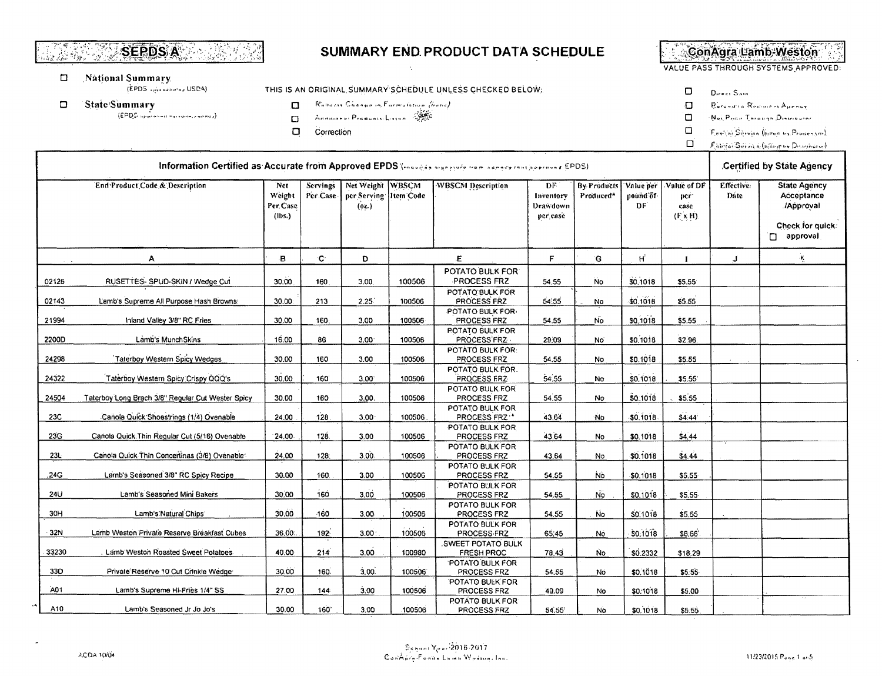SEPDS A

# SUMMARY END PRODUCT DATA SCHEDULE

ConAgra Lamb Weston

VALUE PASS THROUGH SYSTEMS APPROVED:

- ☐ National Summary (EPDS approved by USDA)
- ☐ State Summary (EPDS approved by state agency)

THIS IS AN ORIGINAL SUMMARY SCHEDULE UNLESS CHECKED BELOW:

- ☐ Reflects Change in Formulation (item)
- ☐ Additional Products Listed
- ☐ Correction

- ☐ Direct Sale
- ☐ Recipient Recipient Agency
- ☐ Net Price Through Distributor
- ☐ Fee for Service (billed by Processor)
- ☐ Fee for Service (billed by Distributor)

| Information Certified as Accurate from Approved EPDS | | | | | | | | | | | Certified by State Agency | |
|---|---|---|---|---|---|---|---|---|---|---|---|---|
| End Product Code & Description | | Net Weight Per Case (lbs.) | Servings Per Case | Net Weight per Serving (oz.) | WBSCM Item Code | WBSCM Description | DF Inventory Drawdown per case | By Products Produced* | Value per pound of DF | Value of DF per case (F x H) | Effective Date | State Agency Acceptance /Approval ☐ Check for quick approval |
| A | | B | C | D | | E | F | G | H | I | J | K |
| 02126 | RUSETTES- SPUD-SKIN / Wedge Cut | 30.00 | 160 | 3.00 | 100506 | POTATO BULK FOR PROCESS FRZ | 54.55 | No | $0.1018 | $5.55 | | |
| 02143 | Lamb's Supreme All Purpose Hash Browns | 30.00 | 213 | 2.25 | 100506 | POTATO BULK FOR PROCESS FRZ | 54.55 | No | $0.1018 | $5.55 | | |
| 21994 | Inland Valley 3/8" RC Fries | 30.00 | 160 | 3.00 | 100506 | POTATO BULK FOR PROCESS FRZ | 54.55 | No | $0.1018 | $5.55 | | |
| 2200D | Lamb's MunchSkins | 16.00 | 86 | 3.00 | 100506 | POTATO BULK FOR PROCESS FRZ | 29.09 | No | $0.1018 | $2.96 | | |
| 24298 | Taterboy Western Spicy Wedges | 30.00 | 160 | 3.00 | 100506 | POTATO BULK FOR PROCESS FRZ | 54.55 | No | $0.1018 | $5.55 | | |
| 24322 | Taterboy Western Spicy Crispy QQQ's | 30.00 | 160 | 3.00 | 100506 | POTATO BULK FOR PROCESS FRZ | 54.55 | No | $0.1018 | $5.55 | | |
| 24504 | Taterboy Long Brach 3/8" Regular Cut Wester Spicy | 30.00 | 160 | 3.00 | 100506 | POTATO BULK FOR PROCESS FRZ | 54.55 | No | $0.1018 | $5.55 | | |
| 23C | Canola Quick Shoestrings (1/4) Ovenable | 24.00 | 128 | 3.00 | 100506 | POTATO BULK FOR PROCESS FRZ | 43.64 | No | $0.1018 | $4.44 | | |
| 23G | Canola Quick Thin Regular Cut (5/16) Ovenable | 24.00 | 128 | 3.00 | 100506 | POTATO BULK FOR PROCESS FRZ | 43.64 | No | $0.1018 | $4.44 | | |
| 23L | Canola Quick Thin Concertinas (3/8) Ovenable | 24.00 | 128 | 3.00 | 100506 | POTATO BULK FOR PROCESS FRZ | 43.64 | No | $0.1018 | $4.44 | | |
| 24G | Lamb's Seasoned 3/8" RC Spicy Recipe | 30.00 | 160 | 3.00 | 100506 | POTATO BULK FOR PROCESS FRZ | 54.55 | No | $0.1018 | $5.55 | | |
| 24U | Lamb's Seasoned Mini Bakers | 30.00 | 160 | 3.00 | 100506 | POTATO BULK FOR PROCESS FRZ | 54.55 | No | $0.1018 | $5.55 | | |
| 30H | Lamb's Natural Chips | 30.00 | 160 | 3.00 | 100506 | POTATO BULK FOR PROCESS FRZ | 54.55 | No | $0.1018 | $5.55 | | |
| 32N | Lamb Weston Private Reserve Breakfast Cubes | 36.00 | 192 | 3.00 | 100506 | POTATO BULK FOR PROCESS FRZ | 65.45 | No | $0.1018 | $6.66 | | |
| 33230 | Lamb Weston Roasted Sweet Potatoes | 40.00 | 214 | 3.00 | 100980 | SWEET POTATO BULK FRESH PROC | 78.43 | No | $0.2332 | $18.29 | | |
| 33D | Private Reserve 10 Cut Crinkle Wedge | 30.00 | 160 | 3.00 | 100506 | POTATO BULK FOR PROCESS FRZ | 54.55 | No | $0.1018 | $5.55 | | |
| A01 | Lamb's Supreme Hi-Fries 1/4" SS | 27.00 | 144 | 3.00 | 100506 | POTATO BULK FOR PROCESS FRZ | 49.09 | No | $0.1018 | $5.00 | | |
| A10 | Lamb's Seasoned Jr Jo Jo's | 30.00 | 160 | 3.00 | 100506 | POTATO BULK FOR PROCESS FRZ | 54.55 | No | $0.1018 | $5.55 | | |

ACDA 10/04

School Year 2016-2017
ConAgra Foods Lamb Weston, Inc.

11/23/2015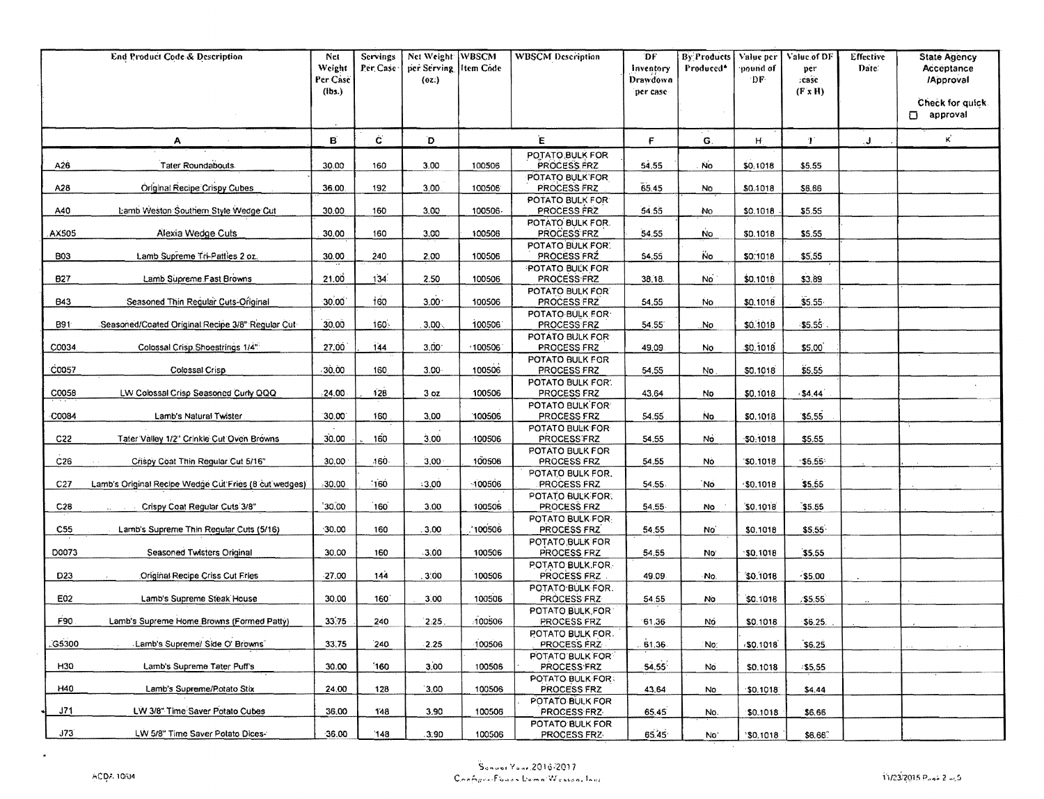| End Product Code & Description | | Net Weight Per Case (lbs.) | Servings Per Case | Net Weight per Serving (oz.) | WBSCM Item Code | WBSCM Description | DF Inventory Drawdown per case | By Products Produced* | Value per pound of DF | Value of DF per case (F x H) | Effective Date | State Agency Acceptance /Approval Check for quick ☐ approval |
|---|---|---|---|---|---|---|---|---|---|---|---|---|
| A | | B | C | D | | E | F | G | H | I | J | K |
| A26 | Tater Roundabouts | 30.00 | 160 | 3.00 | 100506 | POTATO BULK FOR PROCESS FRZ | 54.55 | No | $0.1018 | $5.55 | | |
| A28 | Original Recipe Crispy Cubes | 36.00 | 192 | 3.00 | 100506 | POTATO BULK FOR PROCESS FRZ | 65.45 | No | $0.1018 | $6.66 | | |
| A40 | Lamb Weston Southern Style Wedge Cut | 30.00 | 160 | 3.00 | 100506 | POTATO BULK FOR PROCESS FRZ | 54.55 | No | $0.1018 | $5.55 | | |
| AX505 | Alexia Wedge Cuts | 30.00 | 160 | 3.00 | 100506 | POTATO BULK FOR PROCESS FRZ | 54.55 | No | $0.1018 | $5.55 | | |
| B03 | Lamb Supreme Tri-Patties 2 oz. | 30.00 | 240 | 2.00 | 100506 | POTATO BULK FOR PROCESS FRZ | 54.55 | No | $0.1018 | $5.55 | | |
| B27 | Lamb Supreme Fast Browns | 21.00 | 134 | 2.50 | 100506 | POTATO BULK FOR PROCESS FRZ | 38.18 | No | $0.1018 | $3.89 | | |
| B43 | Seasoned Thin Regular Cuts-Original | 30.00 | 160 | 3.00 | 100506 | POTATO BULK FOR PROCESS FRZ | 54.55 | No | $0.1018 | $5.55 | | |
| B91 | Seasoned/Coated Original Recipe 3/8" Regular Cut | 30.00 | 160 | 3.00 | 100506 | POTATO BULK FOR PROCESS FRZ | 54.55 | No | $0.1018 | $5.55 | | |
| C0034 | Colossal Crisp Shoestrings 1/4" | 27.00 | 144 | 3.00 | 100506 | POTATO BULK FOR PROCESS FRZ | 49.09 | No | $0.1018 | $5.00 | | |
| C0057 | Colossal Crisp | 30.00 | 160 | 3.00 | 100506 | POTATO BULK FOR PROCESS FRZ | 54.55 | No | $0.1018 | $5.55 | | |
| C0058 | LW Colossal Crisp Seasoned Curly QQQ | 24.00 | 128 | 3 oz | 100506 | POTATO BULK FOR PROCESS FRZ | 43.64 | No | $0.1018 | $4.44 | | |
| C0084 | Lamb's Natural Twister | 30.00 | 160 | 3.00 | 100506 | POTATO BULK FOR PROCESS FRZ | 54.55 | No | $0.1018 | $5.55 | | |
| C22 | Tater Valley 1/2" Crinkle Cut Oven Browns | 30.00 | 160 | 3.00 | 100506 | POTATO BULK FOR PROCESS FRZ | 54.55 | No | $0.1018 | $5.55 | | |
| C26 | Crispy Coat Thin Regular Cut 5/16" | 30.00 | 160 | 3.00 | 100506 | POTATO BULK FOR PROCESS FRZ | 54.55 | No | $0.1018 | $5.55 | | |
| C27 | Lamb's Original Recipe Wedge Cut Fries (8 cut wedges) | 30.00 | 160 | 3.00 | 100506 | POTATO BULK FOR PROCESS FRZ | 54.55 | No | $0.1018 | $5.55 | | |
| C28 | Crispy Coat Regular Cuts 3/8" | 30.00 | 160 | 3.00 | 100506 | POTATO BULK FOR PROCESS FRZ | 54.55 | No | $0.1018 | $5.55 | | |
| C55 | Lamb's Supreme Thin Regular Cuts (5/16) | 30.00 | 160 | 3.00 | 100506 | POTATO BULK FOR PROCESS FRZ | 54.55 | No | $0.1018 | $5.55 | | |
| D0073 | Seasoned Twisters Original | 30.00 | 160 | 3.00 | 100506 | POTATO BULK FOR PROCESS FRZ | 54.55 | No | $0.1018 | $5.55 | | |
| D23 | Original Recipe Criss Cut Fries | 27.00 | 144 | 3.00 | 100506 | POTATO BULK FOR PROCESS FRZ | 49.09 | No | $0.1018 | $5.00 | | |
| E02 | Lamb's Supreme Steak House | 30.00 | 160 | 3.00 | 100506 | POTATO BULK FOR PROCESS FRZ | 54.55 | No | $0.1018 | $5.55 | | |
| F90 | Lamb's Supreme Home Browns (Formed Patty) | 33.75 | 240 | 2.25 | 100506 | POTATO BULK FOR PROCESS FRZ | 61.36 | No | $0.1018 | $6.25 | | |
| G5300 | Lamb's Supreme/ Side O' Browns | 33.75 | 240 | 2.25 | 100506 | POTATO BULK FOR PROCESS FRZ | 61.36 | No | $0.1018 | $6.25 | | |
| H30 | Lamb's Supreme Tater Puff's | 30.00 | 160 | 3.00 | 100506 | POTATO BULK FOR PROCESS FRZ | 54.55 | No | $0.1018 | $5.55 | | |
| H40 | Lamb's Supreme/Potato Stix | 24.00 | 128 | 3.00 | 100506 | POTATO BULK FOR PROCESS FRZ | 43.64 | No | $0.1018 | $4.44 | | |
| J71 | LW 3/8" Time Saver Potato Cubes | 36.00 | 148 | 3.90 | 100506 | POTATO BULK FOR PROCESS FRZ | 65.45 | No | $0.1018 | $6.66 | | |
| J73 | LW 5/8" Time Saver Potato Dices | 36.00 | 148 | 3.90 | 100506 | POTATO BULK FOR PROCESS FRZ | 65.45 | No | $0.1018 | $6.66 | | |

School Year 2016-2017
ConAgra Foods Lamb Weston, Inc.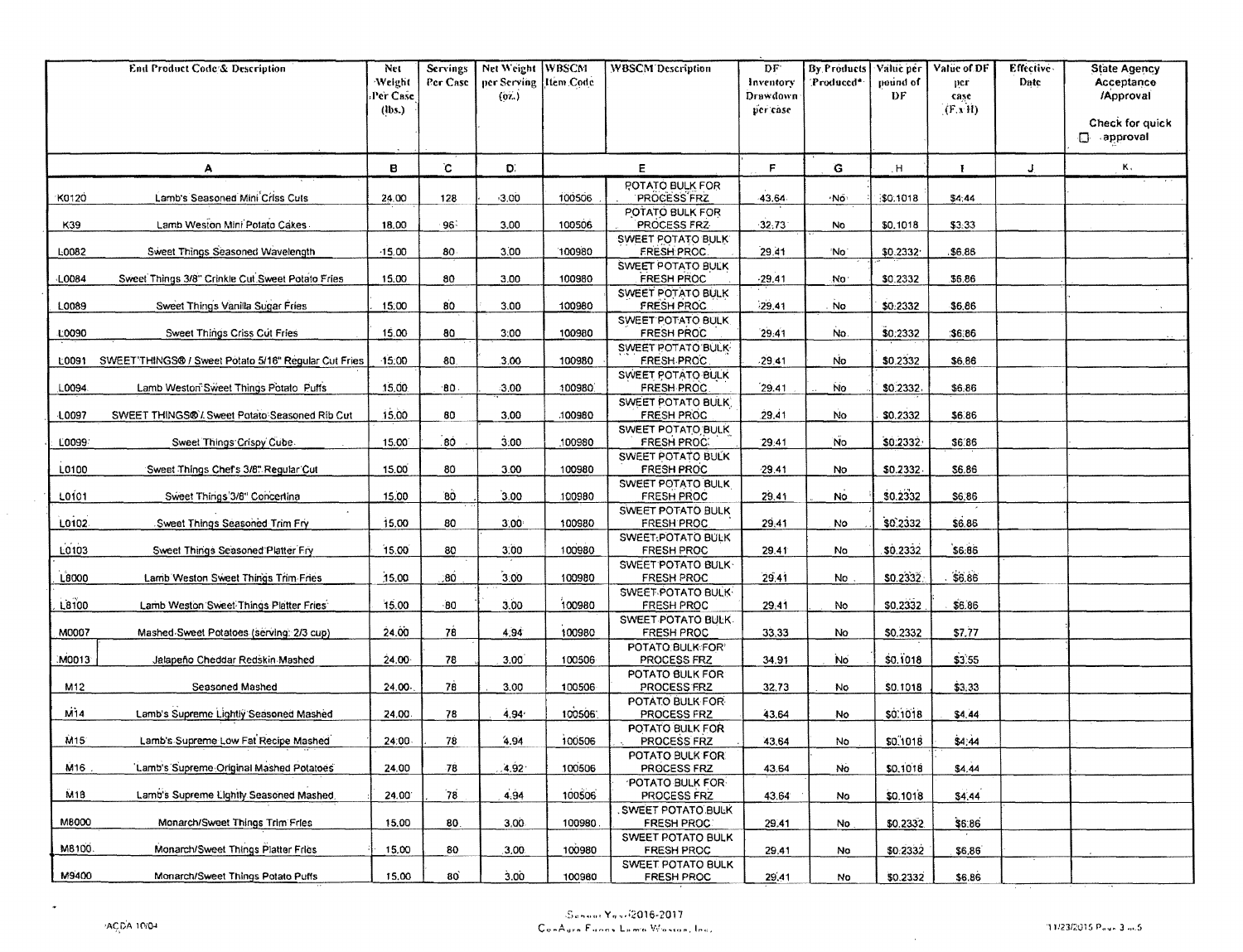| End Product Code & Description | | Net Weight Per Case (lbs.) | Servings Per Case | Net Weight per Serving (oz.) | WBSCM Item Code | WBSCM Description | DF Inventory Drawdown per case | By Products Produced* | Value per pound of DF | Value of DF per case (F x H) | Effective Date | State Agency Acceptance /Approval Check for quick ☐ approval |
|---|---|---|---|---|---|---|---|---|---|---|---|---|
| A | | B | C | D | | E | F | G | H | I | J | K |
| K0120 | Lamb's Seasoned Mini Criss Cuts | 24.00 | 128 | 3.00 | 100506 | POTATO BULK FOR PROCESS FRZ | 43.64 | No | $0.1018 | $4.44 | | |
| K39 | Lamb Weston Mini Potato Cakes | 18.00 | 96 | 3.00 | 100506 | POTATO BULK FOR PROCESS FRZ | 32.73 | No | $0.1018 | $3.33 | | |
| L0082 | Sweet Things Seasoned Wavelength | 15.00 | 80 | 3.00 | 100980 | SWEET POTATO BULK FRESH PROC | 29.41 | No | $0.2332 | $6.86 | | |
| L0084 | Sweet Things 3/8" Crinkle Cut Sweet Potato Fries | 15.00 | 80 | 3.00 | 100980 | SWEET POTATO BULK FRESH PROC | 29.41 | No | $0.2332 | $6.86 | | |
| L0089 | Sweet Things Vanilla Sugar Fries | 15.00 | 80 | 3.00 | 100980 | SWEET POTATO BULK FRESH PROC | 29.41 | No | $0.2332 | $6.86 | | |
| L0090 | Sweet Things Criss Cut Fries | 15.00 | 80 | 3.00 | 100980 | SWEET POTATO BULK FRESH PROC | 29.41 | No | $0.2332 | $6.86 | | |
| L0091 | SWEET THINGS® / Sweet Potato 5/16" Regular Cut Fries | 15.00 | 80 | 3.00 | 100980 | SWEET POTATO BULK FRESH PROC | 29.41 | No | $0.2332 | $6.86 | | |
| L0094 | Lamb Weston Sweet Things Potato Puffs | 15.00 | 80 | 3.00 | 100980 | SWEET POTATO BULK FRESH PROC | 29.41 | No | $0.2332 | $6.86 | | |
| L0097 | SWEET THINGS® / Sweet Potato Seasoned Rib Cut | 15.00 | 80 | 3.00 | 100980 | SWEET POTATO BULK FRESH PROC | 29.41 | No | $0.2332 | $6.86 | | |
| L0099 | Sweet Things Crispy Cube | 15.00 | 80 | 3.00 | 100980 | SWEET POTATO BULK FRESH PROC | 29.41 | No | $0.2332 | $6.86 | | |
| L0100 | Sweet Things Chef's 3/8" Regular Cut | 15.00 | 80 | 3.00 | 100980 | SWEET POTATO BULK FRESH PROC | 29.41 | No | $0.2332 | $6.86 | | |
| L0101 | Sweet Things 3/8" Concertina | 15.00 | 80 | 3.00 | 100980 | SWEET POTATO BULK FRESH PROC | 29.41 | No | $0.2332 | $6.86 | | |
| L0102 | Sweet Things Seasoned Trim Fry | 15.00 | 80 | 3.00 | 100980 | SWEET POTATO BULK FRESH PROC | 29.41 | No | $0.2332 | $6.86 | | |
| L0103 | Sweet Things Seasoned Platter Fry | 15.00 | 80 | 3.00 | 100980 | SWEET POTATO BULK FRESH PROC | 29.41 | No | $0.2332 | $6.86 | | |
| L8000 | Lamb Weston Sweet Things Trim Fries | 15.00 | 80 | 3.00 | 100980 | SWEET POTATO BULK FRESH PROC | 29.41 | No | $0.2332 | $6.86 | | |
| L8100 | Lamb Weston Sweet Things Platter Fries | 15.00 | 80 | 3.00 | 100980 | SWEET POTATO BULK FRESH PROC | 29.41 | No | $0.2332 | $6.86 | | |
| M0007 | Mashed Sweet Potatoes (serving: 2/3 cup) | 24.00 | 78 | 4.94 | 100980 | SWEET POTATO BULK FRESH PROC | 33.33 | No | $0.2332 | $7.77 | | |
| M0013 | Jalapeño Cheddar Redskin Mashed | 24.00 | 78 | 3.00 | 100506 | POTATO BULK FOR PROCESS FRZ | 34.91 | No | $0.1018 | $3.55 | | |
| M12 | Seasoned Mashed | 24.00 | 78 | 3.00 | 100506 | POTATO BULK FOR PROCESS FRZ | 32.73 | No | $0.1018 | $3.33 | | |
| M14 | Lamb's Supreme Lightly Seasoned Mashed | 24.00 | 78 | 4.94 | 100506 | POTATO BULK FOR PROCESS FRZ | 43.64 | No | $0.1018 | $4.44 | | |
| M15 | Lamb's Supreme Low Fat Recipe Mashed | 24.00 | 78 | 4.94 | 100506 | POTATO BULK FOR PROCESS FRZ | 43.64 | No | $0.1018 | $4.44 | | |
| M16 | Lamb's Supreme Original Mashed Potatoes | 24.00 | 78 | 4.92 | 100506 | POTATO BULK FOR PROCESS FRZ | 43.64 | No | $0.1018 | $4.44 | | |
| M18 | Lamb's Supreme Lightly Seasoned Mashed | 24.00 | 78 | 4.94 | 100506 | POTATO BULK FOR PROCESS FRZ | 43.64 | No | $0.1018 | $4.44 | | |
| M8000 | Monarch/Sweet Things Trim Fries | 15.00 | 80 | 3.00 | 100980 | SWEET POTATO BULK FRESH PROC | 29.41 | No | $0.2332 | $6.86 | | |
| M8100 | Monarch/Sweet Things Platter Fries | 15.00 | 80 | 3.00 | 100980 | SWEET POTATO BULK FRESH PROC | 29.41 | No | $0.2332 | $6.86 | | |
| M9400 | Monarch/Sweet Things Potato Puffs | 15.00 | 80 | 3.00 | 100980 | SWEET POTATO BULK FRESH PROC | 29.41 | No | $0.2332 | $6.86 | | |

School Year 2016-2017
ConAgra Foods Lamb Weston, Inc.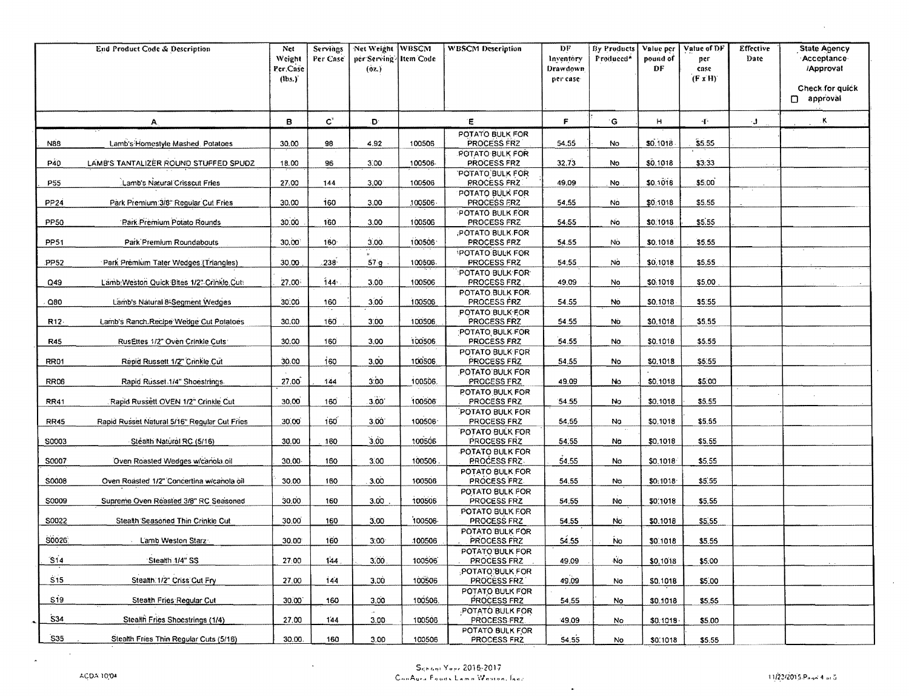| End Product Code & Description | | Net Weight Per Case (lbs.) | Servings Per Case | Net Weight per Serving (oz.) | WBSCM Item Code | WBSCM Description | DF Inventory Drawdown per case | By Products Produced* | Value per pound of DF | Value of DF per case (F x H) | Effective Date | State Agency Acceptance /Approval<br><br>Check for quick ☐ approval |
|---|---|---|---|---|---|---|---|---|---|---|---|---|
| A | | B | C | D | | E | F | G | H | I | J | K |
| N88 | Lamb's Homestyle Mashed Potatoes | 30.00 | 98 | 4.92 | 100506 | POTATO BULK FOR PROCESS FRZ | 54.55 | No | $0.1018 | $5.55 | | |
| P40 | LAMB'S TANTALIZER ROUND STUFFED SPUDZ | 18.00 | 96 | 3.00 | 100506 | POTATO BULK FOR PROCESS FRZ | 32.73 | No | $0.1018 | $3.33 | | |
| P55 | Lamb's Natural Crisscut Fries | 27.00 | 144 | 3.00 | 100506 | POTATO BULK FOR PROCESS FRZ | 49.09 | No | $0.1018 | $5.00 | | |
| PP24 | Park Premium 3/8" Regular Cut Fries | 30.00 | 160 | 3.00 | 100506 | POTATO BULK FOR PROCESS FRZ | 54.55 | No | $0.1018 | $5.55 | | |
| PP50 | Park Premium Potato Rounds | 30.00 | 160 | 3.00 | 100506 | POTATO BULK FOR PROCESS FRZ | 54.55 | No | $0.1018 | $5.55 | | |
| PP51 | Park Premium Roundabouts | 30.00 | 160 | 3.00 | 100506 | POTATO BULK FOR PROCESS FRZ | 54.55 | No | $0.1018 | $5.55 | | |
| PP52 | Park Premium Tater Wedges (Triangles) | 30.00 | 238 | 57 g | 100506 | POTATO BULK FOR PROCESS FRZ | 54.55 | No | $0.1018 | $5.55 | | |
| Q49 | Lamb Weston Quick Bites 1/2" Crinkle Cut | 27.00 | 144 | 3.00 | 100506 | POTATO BULK FOR PROCESS FRZ | 49.09 | No | $0.1018 | $5.00 | | |
| Q80 | Lamb's Natural 8-Segment Wedges | 30.00 | 160 | 3.00 | 100506 | POTATO BULK FOR PROCESS FRZ | 54.55 | No | $0.1018 | $5.55 | | |
| R12 | Lamb's Ranch Recipe Wedge Cut Potatoes | 30.00 | 160 | 3.00 | 100506 | POTATO BULK FOR PROCESS FRZ | 54.55 | No | $0.1018 | $5.55 | | |
| R45 | RusEttes 1/2" Oven Crinkle Cuts | 30.00 | 160 | 3.00 | 100506 | POTATO BULK FOR PROCESS FRZ | 54.55 | No | $0.1018 | $5.55 | | |
| RR01 | Rapid Russett 1/2" Crinkle Cut | 30.00 | 160 | 3.00 | 100506 | POTATO BULK FOR PROCESS FRZ | 54.55 | No | $0.1018 | $5.55 | | |
| RR06 | Rapid Russet 1/4" Shoestrings | 27.00 | 144 | 3.00 | 100506 | POTATO BULK FOR PROCESS FRZ | 49.09 | No | $0.1018 | $5.00 | | |
| RR41 | Rapid Russett OVEN 1/2" Crinkle Cut | 30.00 | 160 | 3.00 | 100506 | POTATO BULK FOR PROCESS FRZ | 54.55 | No | $0.1018 | $5.55 | | |
| RR45 | Rapid Russet Natural 5/16" Regular Cut Fries | 30.00 | 160 | 3.00 | 100506 | POTATO BULK FOR PROCESS FRZ | 54.55 | No | $0.1018 | $5.55 | | |
| S0003 | Stealth Natural RC (5/16) | 30.00 | 160 | 3.00 | 100506 | POTATO BULK FOR PROCESS FRZ | 54.55 | No | $0.1018 | $5.55 | | |
| S0007 | Oven Roasted Wedges w/canola oil | 30.00 | 160 | 3.00 | 100506 | POTATO BULK FOR PROCESS FRZ | 54.55 | No | $0.1018 | $5.55 | | |
| S0008 | Oven Roasted 1/2" Concertina w/canola oil | 30.00 | 160 | 3.00 | 100506 | POTATO BULK FOR PROCESS FRZ | 54.55 | No | $0.1018 | $5.55 | | |
| S0009 | Supreme Oven Roasted 3/8" RC Seasoned | 30.00 | 160 | 3.00 | 100506 | POTATO BULK FOR PROCESS FRZ | 54.55 | No | $0.1018 | $5.55 | | |
| S0022 | Stealth Seasoned Thin Crinkle Cut | 30.00 | 160 | 3.00 | 100506 | POTATO BULK FOR PROCESS FRZ | 54.55 | No | $0.1018 | $5.55 | | |
| S0026 | Lamb Weston Starz | 30.00 | 160 | 3.00 | 100506 | POTATO BULK FOR PROCESS FRZ | 54.55 | No | $0.1018 | $5.55 | | |
| S14 | Stealth 1/4" SS | 27.00 | 144 | 3.00 | 100506 | POTATO BULK FOR PROCESS FRZ | 49.09 | No | $0.1018 | $5.00 | | |
| S15 | Stealth 1/2" Criss Cut Fry | 27.00 | 144 | 3.00 | 100506 | POTATO BULK FOR PROCESS FRZ | 49.09 | No | $0.1018 | $5.00 | | |
| S19 | Stealth Fries Regular Cut | 30.00 | 160 | 3.00 | 100506 | POTATO BULK FOR PROCESS FRZ | 54.55 | No | $0.1018 | $5.55 | | |
| S34 | Stealth Fries Shoestrings (1/4) | 27.00 | 144 | 3.00 | 100506 | POTATO BULK FOR PROCESS FRZ | 49.09 | No | $0.1018 | $5.00 | | |
| S35 | Stealth Fries Thin Regular Cuts (5/16) | 30.00 | 160 | 3.00 | 100506 | POTATO BULK FOR PROCESS FRZ | 54.55 | No | $0.1018 | $5.55 | | |

School Year 2016-2017
ConAgra Foods Lamb Weston, Inc.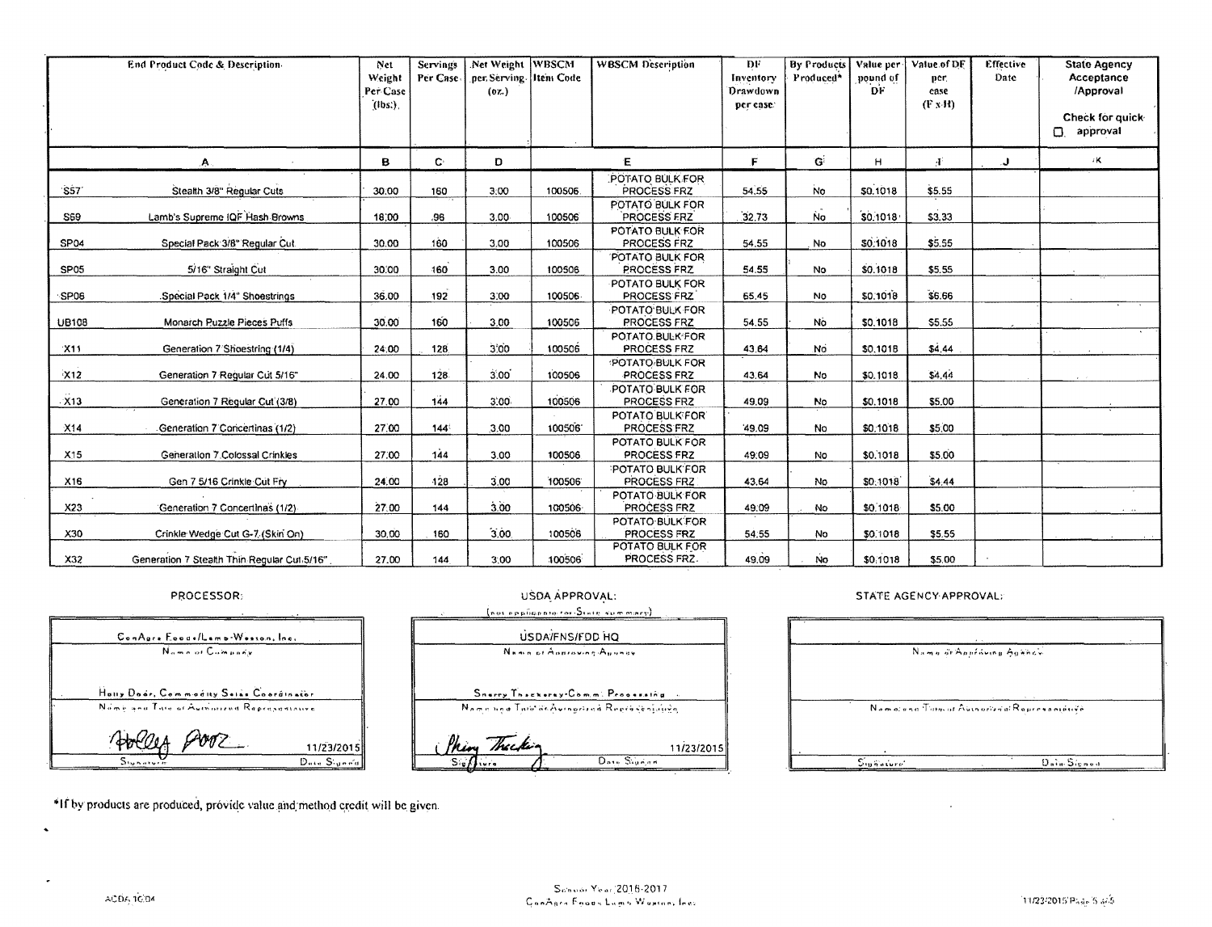| End Product Code & Description | | Net Weight Per Case (lbs.) | Servings Per Case | Net Weight per Serving (oz.) | WBSCM Item Code | WBSCM Description | DF Inventory Drawdown per case | By Products Produced* | Value per pound of DF | Value of DF per case (F x H) | Effective Date | State Agency Acceptance /Approval Check for quick approval |
|---|---|---|---|---|---|---|---|---|---|---|---|---|
| A | | B | C | D | | E | F | G | H | I | J | K |
| S57 | Stealth 3/8" Regular Cuts | 30.00 | 160 | 3.00 | 100506 | POTATO BULK FOR PROCESS FRZ | 54.55 | No | $0.1018 | $5.55 | | |
| S69 | Lamb's Supreme IQF Hash Browns | 18.00 | 96 | 3.00 | 100506 | POTATO BULK FOR PROCESS FRZ | 32.73 | No | $0.1018 | $3.33 | | |
| SP04 | Special Pack 3/8" Regular Cut | 30.00 | 160 | 3.00 | 100506 | POTATO BULK FOR PROCESS FRZ | 54.55 | No | $0.1018 | $5.55 | | |
| SP05 | 5/16" Straight Cut | 30.00 | 160 | 3.00 | 100506 | POTATO BULK FOR PROCESS FRZ | 54.55 | No | $0.1018 | $5.55 | | |
| SP06 | Special Pack 1/4" Shoestrings | 36.00 | 192 | 3.00 | 100506 | POTATO BULK FOR PROCESS FRZ | 65.45 | No | $0.1018 | $6.66 | | |
| UB108 | Monarch Puzzle Pieces Puffs | 30.00 | 160 | 3.00 | 100506 | POTATO BULK FOR PROCESS FRZ | 54.55 | No | $0.1018 | $5.55 | | |
| X11 | Generation 7 Shoestring (1/4) | 24.00 | 128 | 3.00 | 100506 | POTATO BULK FOR PROCESS FRZ | 43.64 | No | $0.1018 | $4.44 | | |
| X12 | Generation 7 Regular Cut 5/16" | 24.00 | 128 | 3.00 | 100506 | POTATO BULK FOR PROCESS FRZ | 43.64 | No | $0.1018 | $4.44 | | |
| X13 | Generation 7 Regular Cut (3/8) | 27.00 | 144 | 3.00 | 100506 | POTATO BULK FOR PROCESS FRZ | 49.09 | No | $0.1018 | $5.00 | | |
| X14 | Generation 7 Concertinas (1/2) | 27.00 | 144 | 3.00 | 100506 | POTATO BULK FOR PROCESS FRZ | 49.09 | No | $0.1018 | $5.00 | | |
| X15 | Generation 7 Colossal Crinkles | 27.00 | 144 | 3.00 | 100506 | POTATO BULK FOR PROCESS FRZ | 49.09 | No | $0.1018 | $5.00 | | |
| X16 | Gen 7 5/16 Crinkle Cut Fry | 24.00 | 128 | 3.00 | 100506 | POTATO BULK FOR PROCESS FRZ | 43.64 | No | $0.1018 | $4.44 | | |
| X23 | Generation 7 Concertinas (1/2) | 27.00 | 144 | 3.00 | 100506 | POTATO BULK FOR PROCESS FRZ | 49.09 | No | $0.1018 | $5.00 | | |
| X30 | Crinkle Wedge Cut G-7 (Skin On) | 30.00 | 160 | 3.00 | 100506 | POTATO BULK FOR PROCESS FRZ | 54.55 | No | $0.1018 | $5.55 | | |
| X32 | Generation 7 Stealth Thin Regular Cut 5/16" | 27.00 | 144 | 3.00 | 100506 | POTATO BULK FOR PROCESS FRZ. | 49.09 | No | $0.1018 | $5.00 | | |

**PROCESSOR:**

ConAgra Foods/Lamb-Weston, Inc.
Name of Company

Holly Door, Commodity Sales Coordinator
Name and Title of Authorized Representative

Holly Door — 11/23/2015
Signature — Date Signed

**USDA APPROVAL:**
(not applicable for State summary)

USDA/FNS/FDD HQ
Name of Approving Agency

Sherry Thackeray-Comm. Processing
Name and Title of Authorized Representative

Sherry Thackeray — 11/23/2015
Signature — Date Signed

**STATE AGENCY APPROVAL:**

Name of Approving Agency

Name and Title of Authorized Representative

Signature — Date Signed

*If by products are produced, provide value and method credit will be given.

School Year 2016-2017
ConAgra Foods Lamb Weston, Inc.